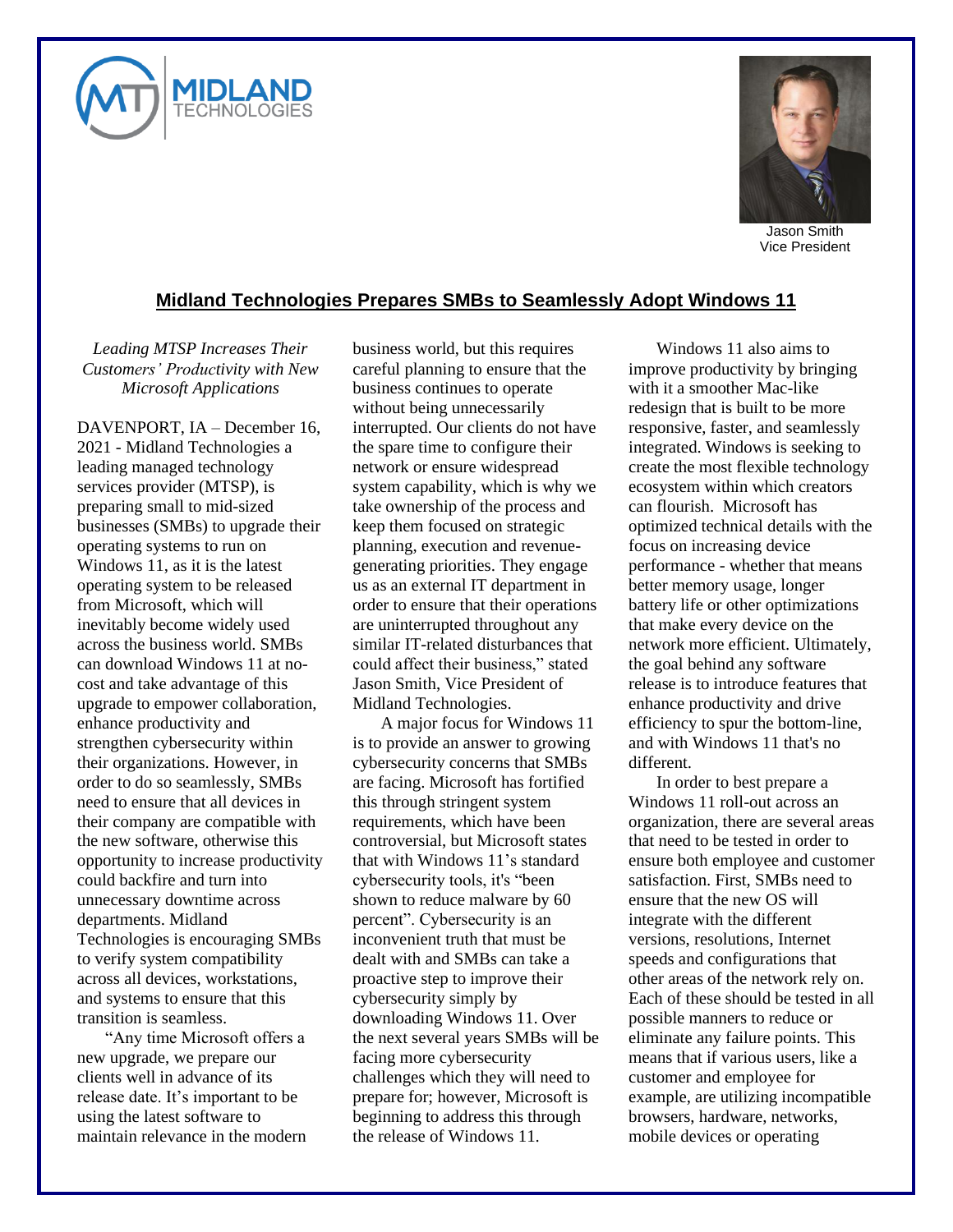MIDLAND TECHNOLOGIES

Jason Smith
Vice President

## Midland Technologies Prepares SMBs to Seamlessly Adopt Windows 11

*Leading MTSP Increases Their Customers' Productivity with New Microsoft Applications*

DAVENPORT, IA – December 16, 2021 - Midland Technologies a leading managed technology services provider (MTSP), is preparing small to mid-sized businesses (SMBs) to upgrade their operating systems to run on Windows 11, as it is the latest operating system to be released from Microsoft, which will inevitably become widely used across the business world. SMBs can download Windows 11 at no-cost and take advantage of this upgrade to empower collaboration, enhance productivity and strengthen cybersecurity within their organizations. However, in order to do so seamlessly, SMBs need to ensure that all devices in their company are compatible with the new software, otherwise this opportunity to increase productivity could backfire and turn into unnecessary downtime across departments. Midland Technologies is encouraging SMBs to verify system compatibility across all devices, workstations, and systems to ensure that this transition is seamless.

"Any time Microsoft offers a new upgrade, we prepare our clients well in advance of its release date. It's important to be using the latest software to maintain relevance in the modern business world, but this requires careful planning to ensure that the business continues to operate without being unnecessarily interrupted. Our clients do not have the spare time to configure their network or ensure widespread system capability, which is why we take ownership of the process and keep them focused on strategic planning, execution and revenue-generating priorities. They engage us as an external IT department in order to ensure that their operations are uninterrupted throughout any similar IT-related disturbances that could affect their business," stated Jason Smith, Vice President of Midland Technologies.

A major focus for Windows 11 is to provide an answer to growing cybersecurity concerns that SMBs are facing. Microsoft has fortified this through stringent system requirements, which have been controversial, but Microsoft states that with Windows 11's standard cybersecurity tools, it's "been shown to reduce malware by 60 percent". Cybersecurity is an inconvenient truth that must be dealt with and SMBs can take a proactive step to improve their cybersecurity simply by downloading Windows 11. Over the next several years SMBs will be facing more cybersecurity challenges which they will need to prepare for; however, Microsoft is beginning to address this through the release of Windows 11.

Windows 11 also aims to improve productivity by bringing with it a smoother Mac-like redesign that is built to be more responsive, faster, and seamlessly integrated. Windows is seeking to create the most flexible technology ecosystem within which creators can flourish. Microsoft has optimized technical details with the focus on increasing device performance - whether that means better memory usage, longer battery life or other optimizations that make every device on the network more efficient. Ultimately, the goal behind any software release is to introduce features that enhance productivity and drive efficiency to spur the bottom-line, and with Windows 11 that's no different.

In order to best prepare a Windows 11 roll-out across an organization, there are several areas that need to be tested in order to ensure both employee and customer satisfaction. First, SMBs need to ensure that the new OS will integrate with the different versions, resolutions, Internet speeds and configurations that other areas of the network rely on. Each of these should be tested in all possible manners to reduce or eliminate any failure points. This means that if various users, like a customer and employee for example, are utilizing incompatible browsers, hardware, networks, mobile devices or operating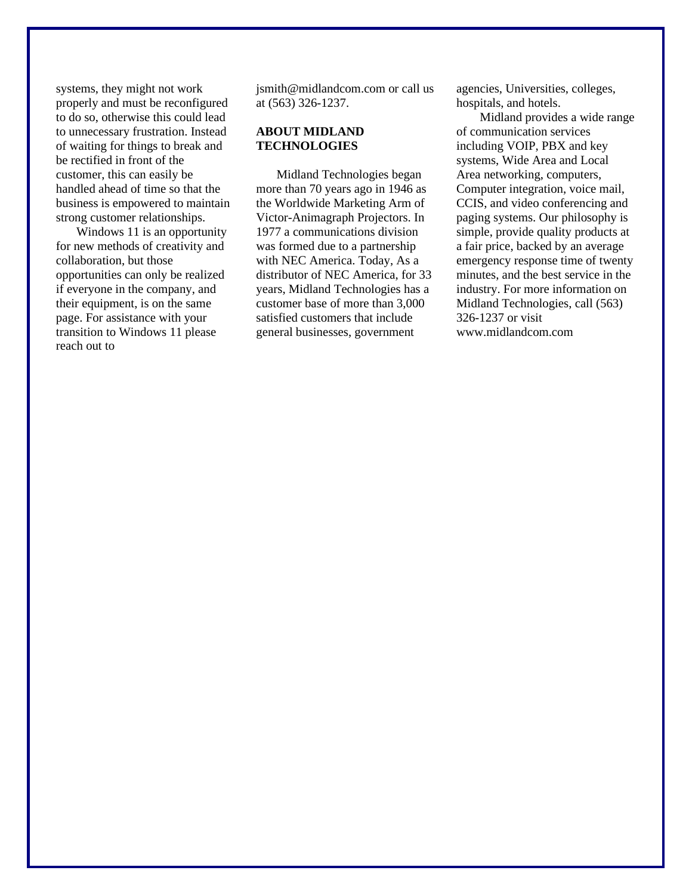systems, they might not work properly and must be reconfigured to do so, otherwise this could lead to unnecessary frustration. Instead of waiting for things to break and be rectified in front of the customer, this can easily be handled ahead of time so that the business is empowered to maintain strong customer relationships.

Windows 11 is an opportunity for new methods of creativity and collaboration, but those opportunities can only be realized if everyone in the company, and their equipment, is on the same page. For assistance with your transition to Windows 11 please reach out to jsmith@midlandcom.com or call us at (563) 326-1237.

**ABOUT MIDLAND TECHNOLOGIES**

Midland Technologies began more than 70 years ago in 1946 as the Worldwide Marketing Arm of Victor-Animagraph Projectors. In 1977 a communications division was formed due to a partnership with NEC America. Today, As a distributor of NEC America, for 33 years, Midland Technologies has a customer base of more than 3,000 satisfied customers that include general businesses, government agencies, Universities, colleges, hospitals, and hotels.

Midland provides a wide range of communication services including VOIP, PBX and key systems, Wide Area and Local Area networking, computers, Computer integration, voice mail, CCIS, and video conferencing and paging systems. Our philosophy is simple, provide quality products at a fair price, backed by an average emergency response time of twenty minutes, and the best service in the industry. For more information on Midland Technologies, call (563) 326-1237 or visit www.midlandcom.com